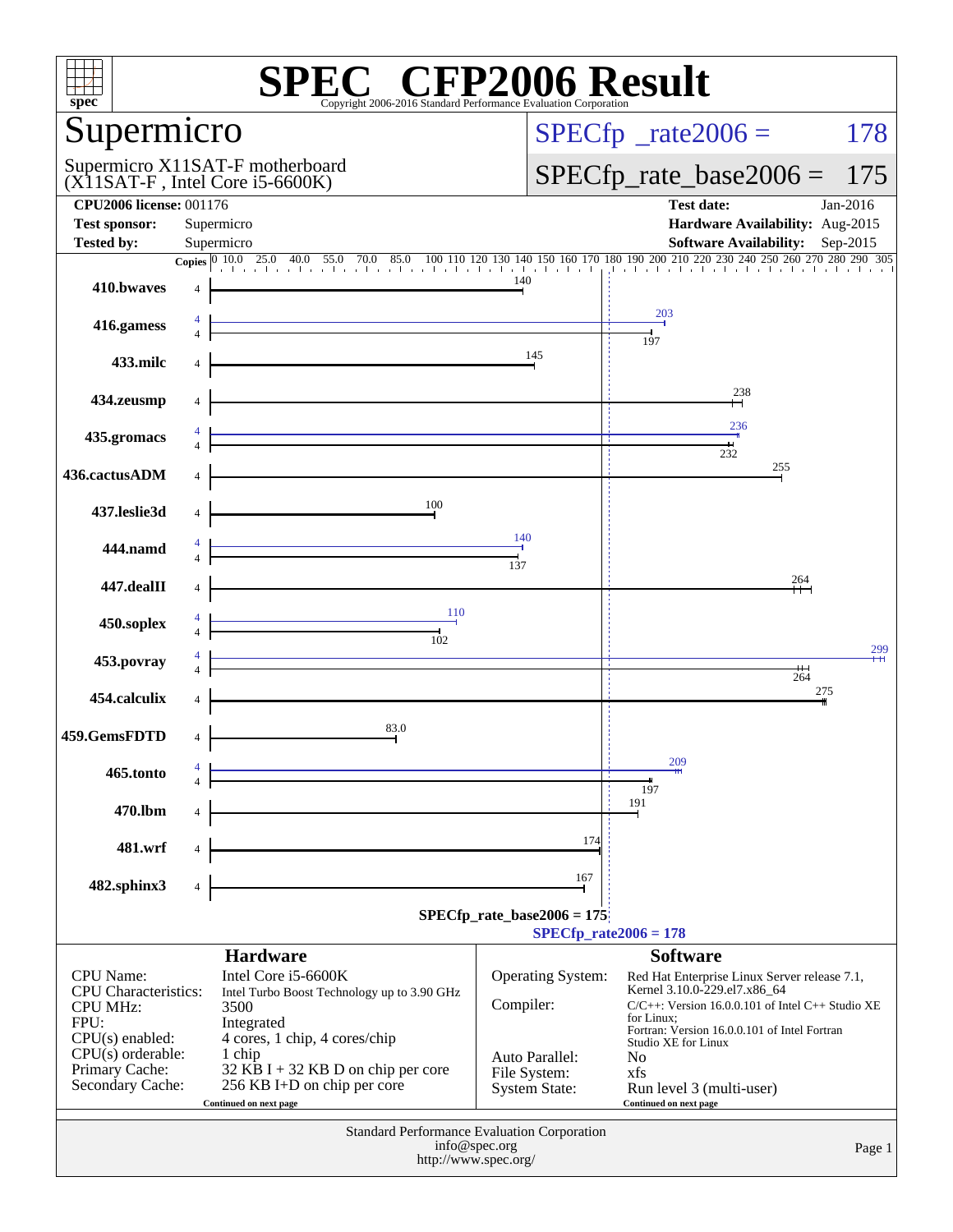# SPEC CFP2006 Result

Copyright 2006-2016 Standard Performance Evaluation Corporation

## Supermicro

Supermicro X11SAT-F motherboard
(X11SAT-F , Intel Core i5-6600K)

SPECfp_rate2006 = 178

SPECfp_rate_base2006 = 175

| | | | |
|---|---|---|---|
| **CPU2006 license:** | 001176 | **Test date:** | Jan-2016 |
| **Test sponsor:** | Supermicro | **Hardware Availability:** | Aug-2015 |
| **Tested by:** | Supermicro | **Software Availability:** | Sep-2015 |

| Benchmark | Copies (peak) | Peak | Copies (base) | Base |
|---|---|---|---|---|
| 410.bwaves | | | 4 | 140 |
| 416.gamess | 4 | 203 | 4 | 197 |
| 433.milc | | | 4 | 145 |
| 434.zeusmp | | | 4 | 238 |
| 435.gromacs | 4 | 236 | 4 | 232 |
| 436.cactusADM | | | 4 | 255 |
| 437.leslie3d | | | 4 | 100 |
| 444.namd | 4 | 140 | 4 | 137 |
| 447.dealII | | | 4 | 264 |
| 450.soplex | 4 | 110 | 4 | 102 |
| 453.povray | 4 | 299 | 4 | 264 |
| 454.calculix | | | 4 | 275 |
| 459.GemsFDTD | | | 4 | 83.0 |
| 465.tonto | 4 | 209 | 4 | 197 |
| 470.lbm | | | 4 | 191 |
| 481.wrf | | | 4 | 174 |
| 482.sphinx3 | | | 4 | 167 |

SPECfp_rate_base2006 = 175

SPECfp_rate2006 = 178

### Hardware

| | |
|---|---|
| CPU Name: | Intel Core i5-6600K |
| CPU Characteristics: | Intel Turbo Boost Technology up to 3.90 GHz |
| CPU MHz: | 3500 |
| FPU: | Integrated |
| CPU(s) enabled: | 4 cores, 1 chip, 4 cores/chip |
| CPU(s) orderable: | 1 chip |
| Primary Cache: | 32 KB I + 32 KB D on chip per core |
| Secondary Cache: | 256 KB I+D on chip per core |

Continued on next page

### Software

| | |
|---|---|
| Operating System: | Red Hat Enterprise Linux Server release 7.1, Kernel 3.10.0-229.el7.x86_64 |
| Compiler: | C/C++: Version 16.0.0.101 of Intel C++ Studio XE for Linux; Fortran: Version 16.0.0.101 of Intel Fortran Studio XE for Linux |
| Auto Parallel: | No |
| File System: | xfs |
| System State: | Run level 3 (multi-user) |

Continued on next page

Standard Performance Evaluation Corporation
info@spec.org
http://www.spec.org/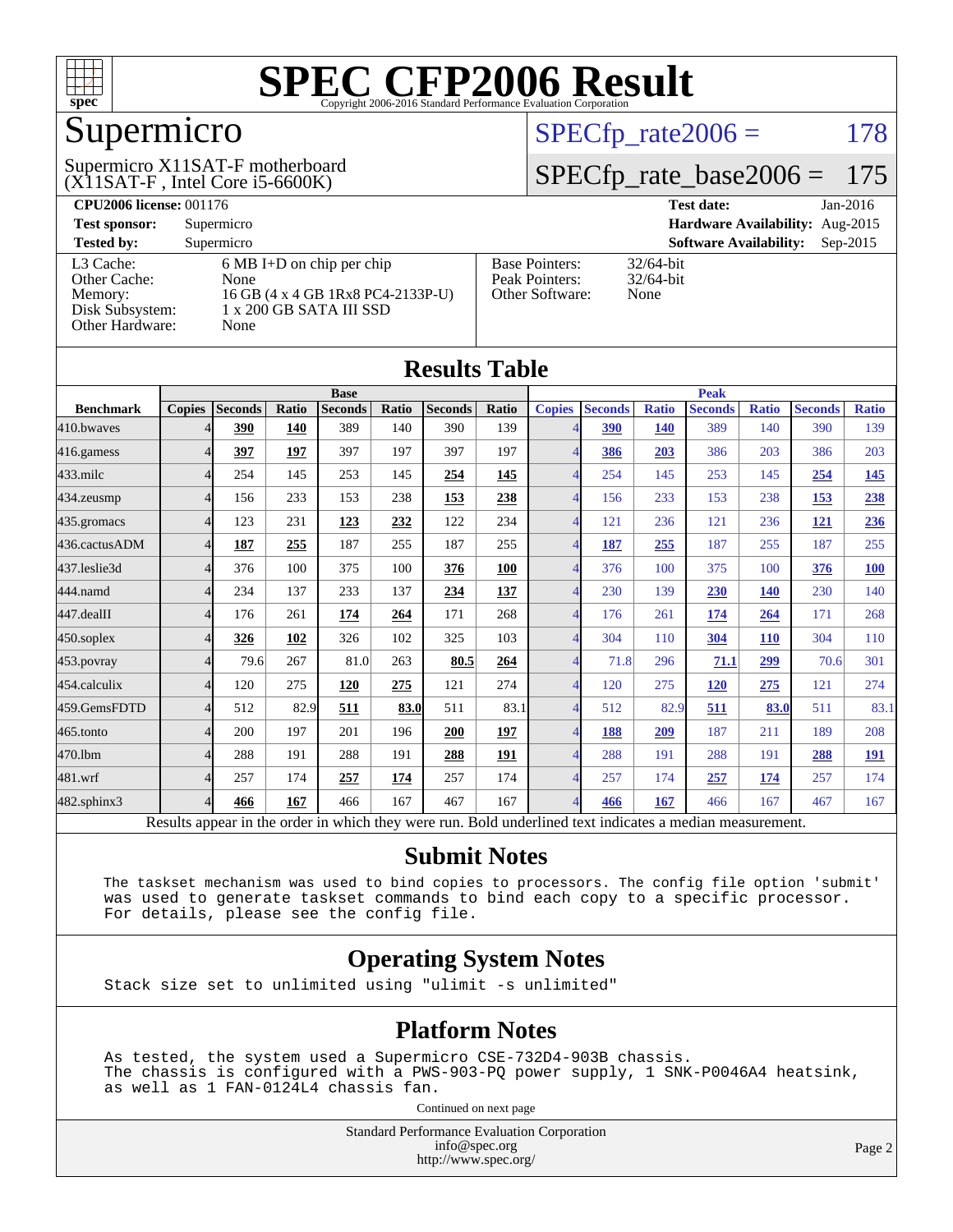# SPEC CFP2006 Result

Copyright 2006-2016 Standard Performance Evaluation Corporation

## Supermicro

Supermicro X11SAT-F motherboard
(X11SAT-F , Intel Core i5-6600K)

SPECfp_rate2006 = 178

SPECfp_rate_base2006 = 175

| | | | |
|---|---|---|---|
| **CPU2006 license:** 001176 | | **Test date:** | Jan-2016 |
| **Test sponsor:** | Supermicro | **Hardware Availability:** | Aug-2015 |
| **Tested by:** | Supermicro | **Software Availability:** | Sep-2015 |

| | | | |
|---|---|---|---|
| L3 Cache: | 6 MB I+D on chip per chip | Base Pointers: | 32/64-bit |
| Other Cache: | None | Peak Pointers: | 32/64-bit |
| Memory: | 16 GB (4 x 4 GB 1Rx8 PC4-2133P-U) | Other Software: | None |
| Disk Subsystem: | 1 x 200 GB SATA III SSD | | |
| Other Hardware: | None | | |

## Results Table

| | Base | | | | | | | Peak | | | | | | |
|---|---|---|---|---|---|---|---|---|---|---|---|---|---|---|
| **Benchmark** | **Copies** | **Seconds** | **Ratio** | **Seconds** | **Ratio** | **Seconds** | **Ratio** | **Copies** | **Seconds** | **Ratio** | **Seconds** | **Ratio** | **Seconds** | **Ratio** |
| 410.bwaves | 4 | **390** | **140** | 389 | 140 | 390 | 139 | 4 | **390** | **140** | 389 | 140 | 390 | 139 |
| 416.gamess | 4 | **397** | **197** | 397 | 197 | 397 | 197 | 4 | **386** | **203** | 386 | 203 | 386 | 203 |
| 433.milc | 4 | 254 | 145 | 253 | 145 | **254** | **145** | 4 | 254 | 145 | 253 | 145 | **254** | **145** |
| 434.zeusmp | 4 | 156 | 233 | 153 | 238 | **153** | **238** | 4 | 156 | 233 | 153 | 238 | **153** | **238** |
| 435.gromacs | 4 | 123 | 231 | **123** | **232** | 122 | 234 | 4 | 121 | 236 | 121 | 236 | **121** | **236** |
| 436.cactusADM | 4 | **187** | **255** | 187 | 255 | 187 | 255 | 4 | **187** | **255** | 187 | 255 | 187 | 255 |
| 437.leslie3d | 4 | 376 | 100 | 375 | 100 | **376** | **100** | 4 | 376 | 100 | 375 | 100 | **376** | **100** |
| 444.namd | 4 | 234 | 137 | 233 | 137 | **234** | **137** | 4 | 230 | 139 | **230** | **140** | 230 | 140 |
| 447.dealII | 4 | 176 | 261 | **174** | **264** | 171 | 268 | 4 | 176 | 261 | **174** | **264** | 171 | 268 |
| 450.soplex | 4 | **326** | **102** | 326 | 102 | 325 | 103 | 4 | 304 | 110 | **304** | **110** | 304 | 110 |
| 453.povray | 4 | 79.6 | 267 | 81.0 | 263 | **80.5** | **264** | 4 | 71.8 | 296 | **71.1** | **299** | 70.6 | 301 |
| 454.calculix | 4 | 120 | 275 | **120** | **275** | 121 | 274 | 4 | 120 | 275 | **120** | **275** | 121 | 274 |
| 459.GemsFDTD | 4 | 512 | 82.9 | **511** | **83.0** | 511 | 83.1 | 4 | 512 | 82.9 | **511** | **83.0** | 511 | 83.1 |
| 465.tonto | 4 | 200 | 197 | 201 | 196 | **200** | **197** | 4 | **188** | **209** | 187 | 211 | 189 | 208 |
| 470.lbm | 4 | 288 | 191 | 288 | 191 | **288** | **191** | 4 | 288 | 191 | 288 | 191 | **288** | **191** |
| 481.wrf | 4 | 257 | 174 | **257** | **174** | 257 | 174 | 4 | 257 | 174 | **257** | **174** | 257 | 174 |
| 482.sphinx3 | 4 | **466** | **167** | 466 | 167 | 467 | 167 | 4 | **466** | **167** | 466 | 167 | 467 | 167 |

Results appear in the order in which they were run. Bold underlined text indicates a median measurement.

## Submit Notes

```
The taskset mechanism was used to bind copies to processors. The config file option 'submit'
was used to generate taskset commands to bind each copy to a specific processor.
For details, please see the config file.
```

## Operating System Notes

```
Stack size set to unlimited using "ulimit -s unlimited"
```

## Platform Notes

```
As tested, the system used a Supermicro CSE-732D4-903B chassis.
The chassis is configured with a PWS-903-PQ power supply, 1 SNK-P0046A4 heatsink,
as well as 1 FAN-0124L4 chassis fan.
```

Continued on next page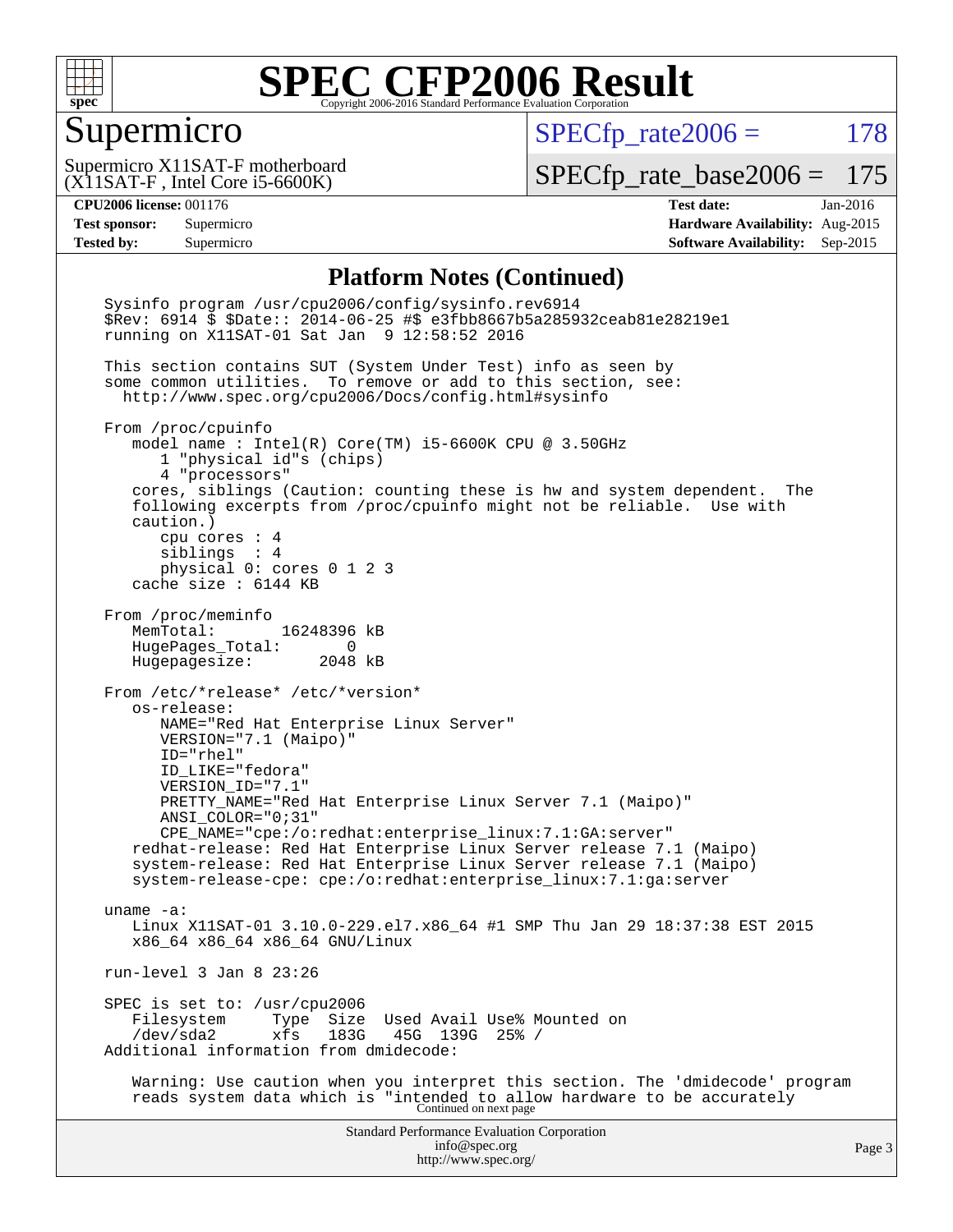# SPEC CFP2006 Result

Copyright 2006-2016 Standard Performance Evaluation Corporation

## Supermicro

Supermicro X11SAT-F motherboard
(X11SAT-F , Intel Core i5-6600K)

SPECfp_rate2006 = 178

SPECfp_rate_base2006 = 175

**CPU2006 license:** 001176
**Test sponsor:** Supermicro
**Tested by:** Supermicro

**Test date:** Jan-2016
**Hardware Availability:** Aug-2015
**Software Availability:** Sep-2015

### Platform Notes (Continued)

```
Sysinfo program /usr/cpu2006/config/sysinfo.rev6914
$Rev: 6914 $ $Date:: 2014-06-25 #$ e3fbb8667b5a285932ceab81e28219e1
running on X11SAT-01 Sat Jan  9 12:58:52 2016

This section contains SUT (System Under Test) info as seen by
some common utilities.  To remove or add to this section, see:
  http://www.spec.org/cpu2006/Docs/config.html#sysinfo

From /proc/cpuinfo
   model name : Intel(R) Core(TM) i5-6600K CPU @ 3.50GHz
      1 "physical id"s (chips)
      4 "processors"
   cores, siblings (Caution: counting these is hw and system dependent.  The
   following excerpts from /proc/cpuinfo might not be reliable.  Use with
   caution.)
      cpu cores : 4
      siblings  : 4
      physical 0: cores 0 1 2 3
   cache size : 6144 KB

From /proc/meminfo
   MemTotal:       16248396 kB
   HugePages_Total:       0
   Hugepagesize:       2048 kB

From /etc/*release* /etc/*version*
   os-release:
      NAME="Red Hat Enterprise Linux Server"
      VERSION="7.1 (Maipo)"
      ID="rhel"
      ID_LIKE="fedora"
      VERSION_ID="7.1"
      PRETTY_NAME="Red Hat Enterprise Linux Server 7.1 (Maipo)"
      ANSI_COLOR="0;31"
      CPE_NAME="cpe:/o:redhat:enterprise_linux:7.1:GA:server"
   redhat-release: Red Hat Enterprise Linux Server release 7.1 (Maipo)
   system-release: Red Hat Enterprise Linux Server release 7.1 (Maipo)
   system-release-cpe: cpe:/o:redhat:enterprise_linux:7.1:ga:server

uname -a:
   Linux X11SAT-01 3.10.0-229.el7.x86_64 #1 SMP Thu Jan 29 18:37:38 EST 2015
   x86_64 x86_64 x86_64 GNU/Linux

run-level 3 Jan 8 23:26

SPEC is set to: /usr/cpu2006
   Filesystem     Type  Size  Used Avail Use% Mounted on
   /dev/sda2      xfs   183G   45G  139G  25% /
Additional information from dmidecode:

   Warning: Use caution when you interpret this section. The 'dmidecode' program
   reads system data which is "intended to allow hardware to be accurately
```

Continued on next page

Standard Performance Evaluation Corporation
info@spec.org
http://www.spec.org/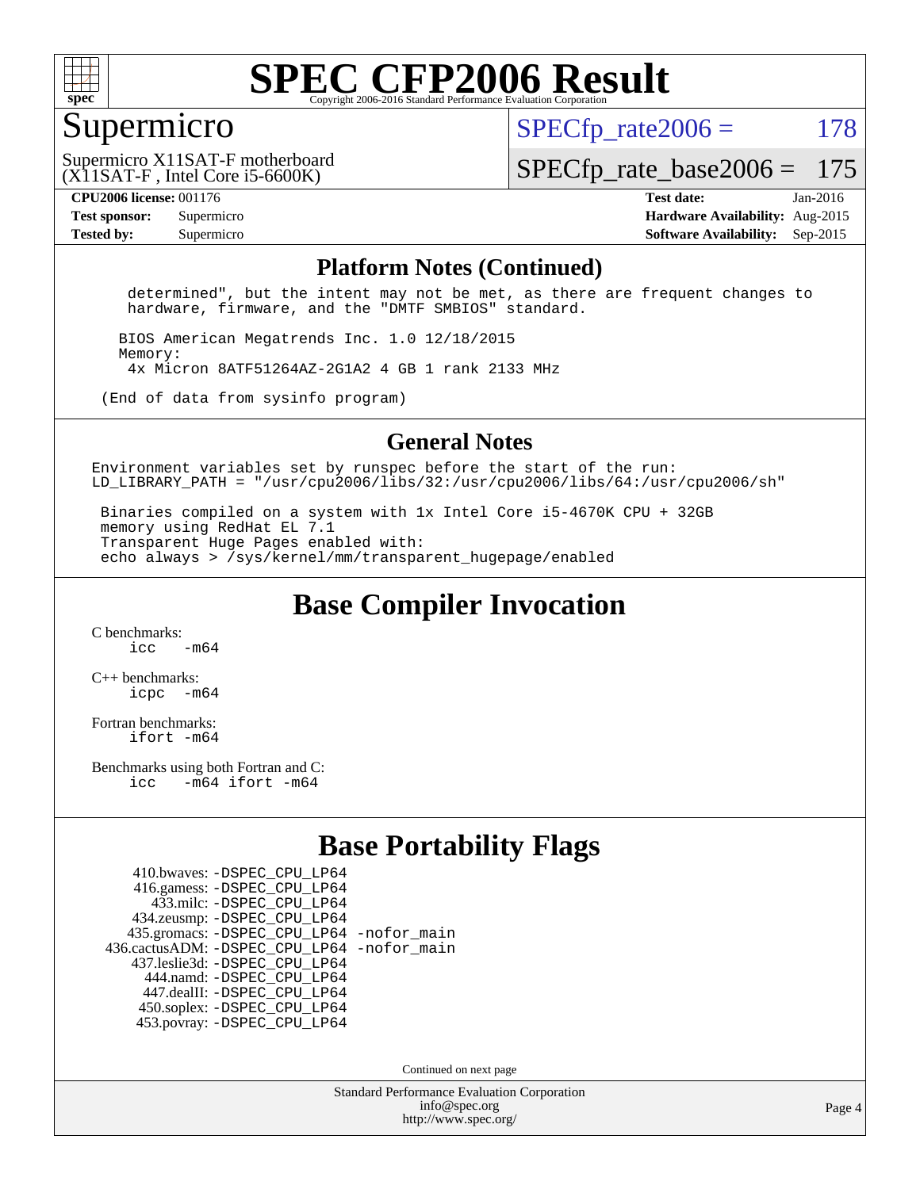# SPEC CFP2006 Result

Copyright 2006-2016 Standard Performance Evaluation Corporation

## Supermicro

Supermicro X11SAT-F motherboard
(X11SAT-F , Intel Core i5-6600K)

SPECfp_rate2006 = 178

SPECfp_rate_base2006 = 175

| | | | |
|---|---|---|---|
| **CPU2006 license:** 001176 | | **Test date:** | Jan-2016 |
| **Test sponsor:** | Supermicro | **Hardware Availability:** | Aug-2015 |
| **Tested by:** | Supermicro | **Software Availability:** | Sep-2015 |

### Platform Notes (Continued)

```
     determined", but the intent may not be met, as there are frequent changes to
     hardware, firmware, and the "DMTF SMBIOS" standard.

    BIOS American Megatrends Inc. 1.0 12/18/2015
    Memory:
     4x Micron 8ATF51264AZ-2G1A2 4 GB 1 rank 2133 MHz

 (End of data from sysinfo program)
```

### General Notes

```
Environment variables set by runspec before the start of the run:
LD_LIBRARY_PATH = "/usr/cpu2006/libs/32:/usr/cpu2006/libs/64:/usr/cpu2006/sh"

 Binaries compiled on a system with 1x Intel Core i5-4670K CPU + 32GB
 memory using RedHat EL 7.1
 Transparent Huge Pages enabled with:
 echo always > /sys/kernel/mm/transparent_hugepage/enabled
```

## Base Compiler Invocation

C benchmarks:
    icc -m64

C++ benchmarks:
    icpc -m64

Fortran benchmarks:
    ifort -m64

Benchmarks using both Fortran and C:
    icc -m64 ifort -m64

## Base Portability Flags

410.bwaves: -DSPEC_CPU_LP64
416.gamess: -DSPEC_CPU_LP64
433.milc: -DSPEC_CPU_LP64
434.zeusmp: -DSPEC_CPU_LP64
435.gromacs: -DSPEC_CPU_LP64 -nofor_main
436.cactusADM: -DSPEC_CPU_LP64 -nofor_main
437.leslie3d: -DSPEC_CPU_LP64
444.namd: -DSPEC_CPU_LP64
447.dealII: -DSPEC_CPU_LP64
450.soplex: -DSPEC_CPU_LP64
453.povray: -DSPEC_CPU_LP64

Continued on next page

Standard Performance Evaluation Corporation
info@spec.org
http://www.spec.org/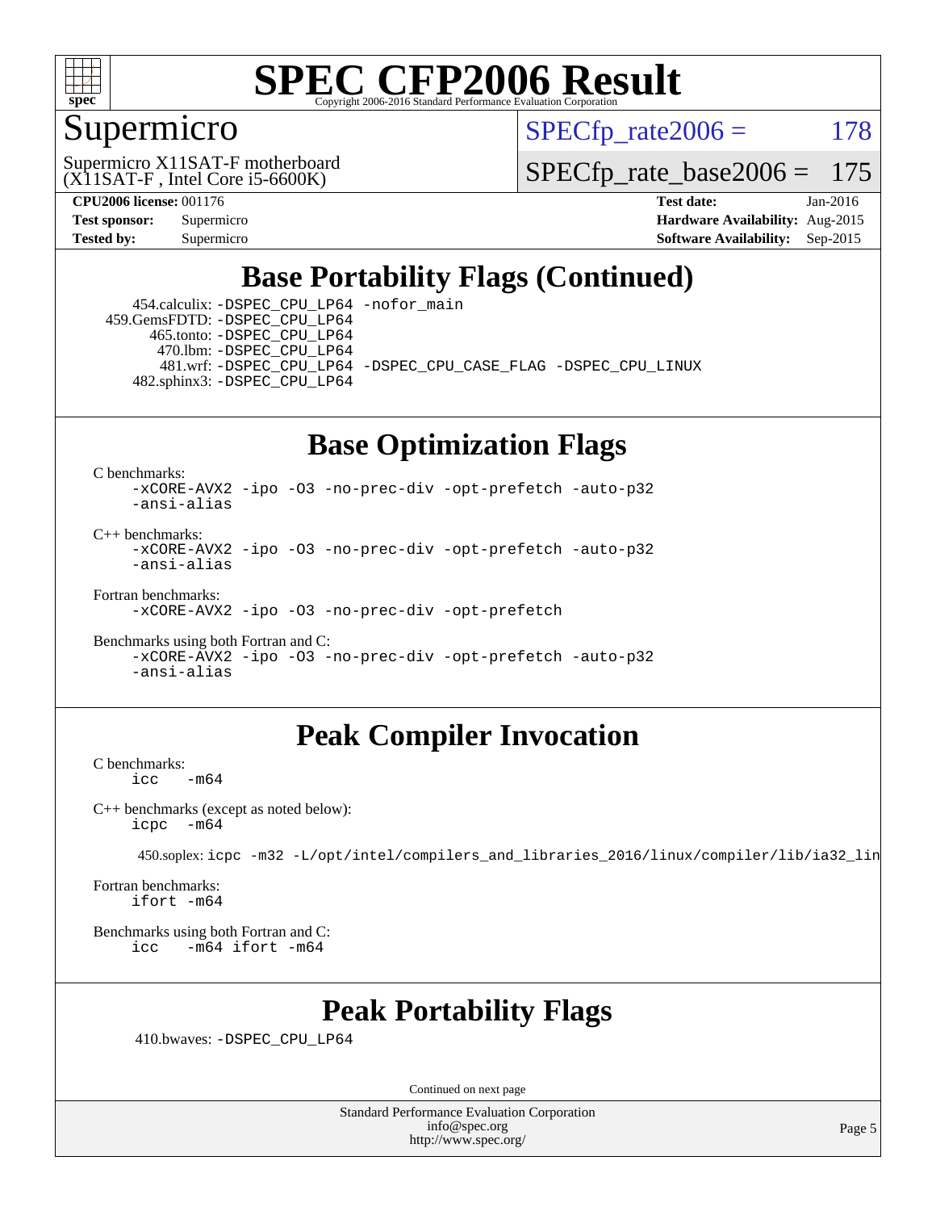# SPEC CFP2006 Result

Copyright 2006-2016 Standard Performance Evaluation Corporation

## Supermicro

Supermicro X11SAT-F motherboard
(X11SAT-F , Intel Core i5-6600K)

SPECfp_rate2006 = 178

SPECfp_rate_base2006 = 175

**CPU2006 license:** 001176
**Test sponsor:** Supermicro
**Tested by:** Supermicro

**Test date:** Jan-2016
**Hardware Availability:** Aug-2015
**Software Availability:** Sep-2015

## Base Portability Flags (Continued)

454.calculix: -DSPEC_CPU_LP64 -nofor_main
459.GemsFDTD: -DSPEC_CPU_LP64
465.tonto: -DSPEC_CPU_LP64
470.lbm: -DSPEC_CPU_LP64
481.wrf: -DSPEC_CPU_LP64 -DSPEC_CPU_CASE_FLAG -DSPEC_CPU_LINUX
482.sphinx3: -DSPEC_CPU_LP64

## Base Optimization Flags

C benchmarks:
-xCORE-AVX2 -ipo -O3 -no-prec-div -opt-prefetch -auto-p32 -ansi-alias

C++ benchmarks:
-xCORE-AVX2 -ipo -O3 -no-prec-div -opt-prefetch -auto-p32 -ansi-alias

Fortran benchmarks:
-xCORE-AVX2 -ipo -O3 -no-prec-div -opt-prefetch

Benchmarks using both Fortran and C:
-xCORE-AVX2 -ipo -O3 -no-prec-div -opt-prefetch -auto-p32 -ansi-alias

## Peak Compiler Invocation

C benchmarks:
icc -m64

C++ benchmarks (except as noted below):
icpc -m64

450.soplex: icpc -m32 -L/opt/intel/compilers_and_libraries_2016/linux/compiler/lib/ia32_lin

Fortran benchmarks:
ifort -m64

Benchmarks using both Fortran and C:
icc -m64 ifort -m64

## Peak Portability Flags

410.bwaves: -DSPEC_CPU_LP64

Continued on next page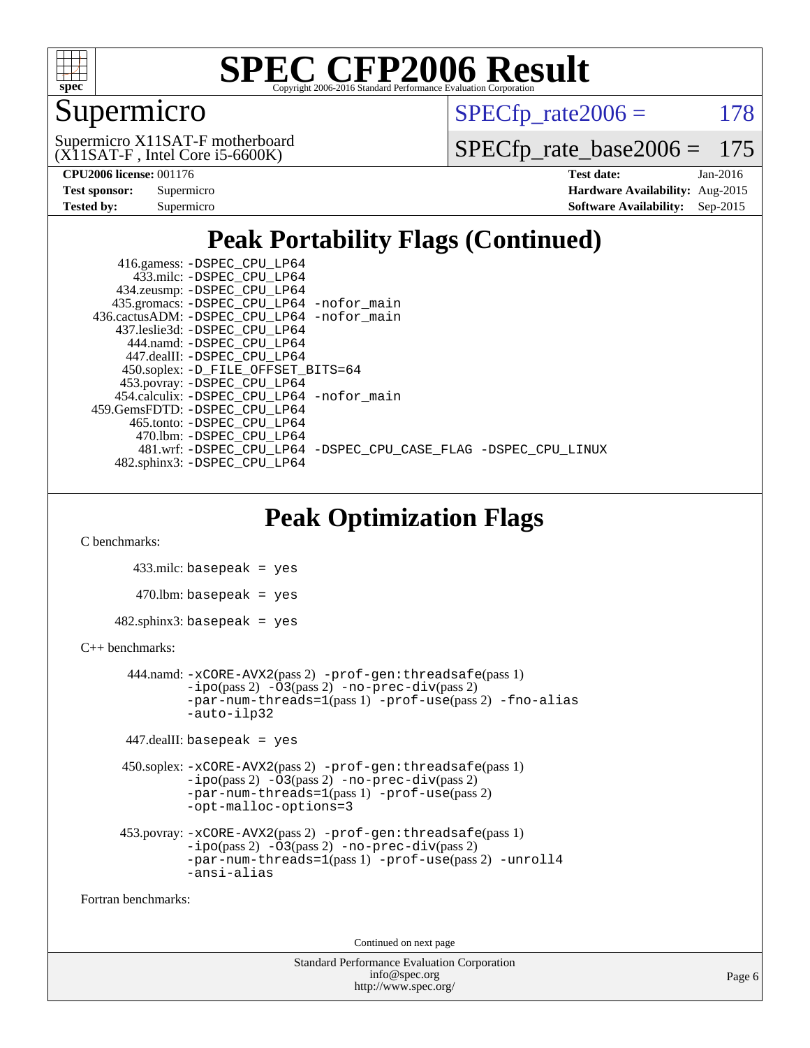## Peak Portability Flags (Continued)

```
      416.gamess: -DSPEC_CPU_LP64
        433.milc: -DSPEC_CPU_LP64
      434.zeusmp: -DSPEC_CPU_LP64
     435.gromacs: -DSPEC_CPU_LP64 -nofor_main
  436.cactusADM: -DSPEC_CPU_LP64 -nofor_main
     437.leslie3d: -DSPEC_CPU_LP64
       444.namd: -DSPEC_CPU_LP64
      447.dealII: -DSPEC_CPU_LP64
      450.soplex: -D_FILE_OFFSET_BITS=64
      453.povray: -DSPEC_CPU_LP64
    454.calculix: -DSPEC_CPU_LP64 -nofor_main
   459.GemsFDTD: -DSPEC_CPU_LP64
       465.tonto: -DSPEC_CPU_LP64
         470.lbm: -DSPEC_CPU_LP64
         481.wrf: -DSPEC_CPU_LP64 -DSPEC_CPU_CASE_FLAG -DSPEC_CPU_LINUX
     482.sphinx3: -DSPEC_CPU_LP64
```

## Peak Optimization Flags

C benchmarks:

433.milc: basepeak = yes

470.lbm: basepeak = yes

482.sphinx3: basepeak = yes

C++ benchmarks:

444.namd: -xCORE-AVX2(pass 2) -prof-gen:threadsafe(pass 1) -ipo(pass 2) -O3(pass 2) -no-prec-div(pass 2) -par-num-threads=1(pass 1) -prof-use(pass 2) -fno-alias -auto-ilp32

447.dealII: basepeak = yes

450.soplex: -xCORE-AVX2(pass 2) -prof-gen:threadsafe(pass 1) -ipo(pass 2) -O3(pass 2) -no-prec-div(pass 2) -par-num-threads=1(pass 1) -prof-use(pass 2) -opt-malloc-options=3

453.povray: -xCORE-AVX2(pass 2) -prof-gen:threadsafe(pass 1) -ipo(pass 2) -O3(pass 2) -no-prec-div(pass 2) -par-num-threads=1(pass 1) -prof-use(pass 2) -unroll4 -ansi-alias

Fortran benchmarks:

Continued on next page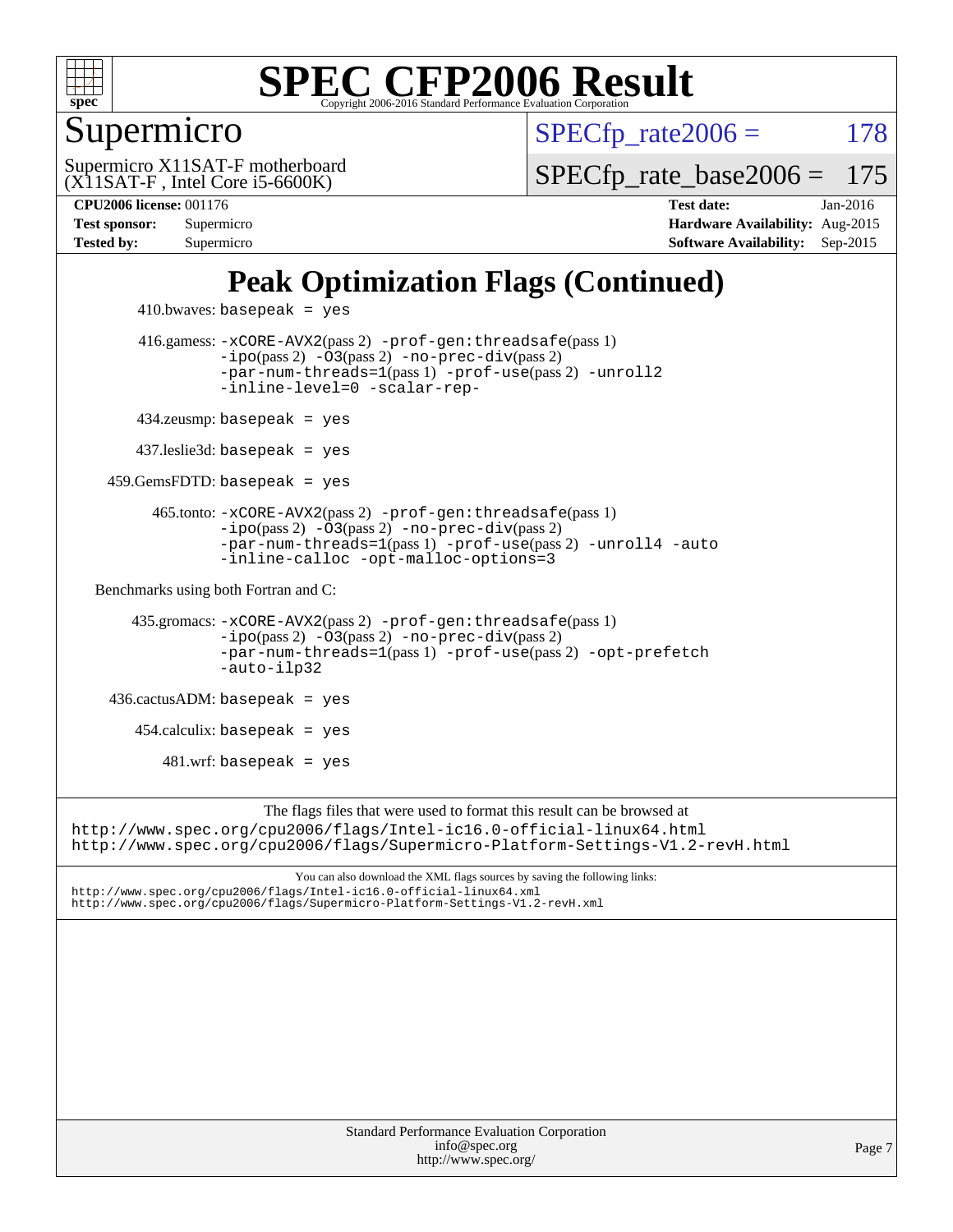# SPEC CFP2006 Result

Copyright 2006-2016 Standard Performance Evaluation Corporation

## Supermicro

Supermicro X11SAT-F motherboard
(X11SAT-F , Intel Core i5-6600K)

SPECfp_rate2006 = 178

SPECfp_rate_base2006 = 175

| | | | |
|---|---|---|---|
| **CPU2006 license:** 001176 | | **Test date:** | Jan-2016 |
| **Test sponsor:** | Supermicro | **Hardware Availability:** | Aug-2015 |
| **Tested by:** | Supermicro | **Software Availability:** | Sep-2015 |

## Peak Optimization Flags (Continued)

410.bwaves: `basepeak = yes`

416.gamess: `-xCORE-AVX2`(pass 2) `-prof-gen:threadsafe`(pass 1) `-ipo`(pass 2) `-O3`(pass 2) `-no-prec-div`(pass 2) `-par-num-threads=1`(pass 1) `-prof-use`(pass 2) `-unroll2` `-inline-level=0` `-scalar-rep-`

434.zeusmp: `basepeak = yes`

437.leslie3d: `basepeak = yes`

459.GemsFDTD: `basepeak = yes`

465.tonto: `-xCORE-AVX2`(pass 2) `-prof-gen:threadsafe`(pass 1) `-ipo`(pass 2) `-O3`(pass 2) `-no-prec-div`(pass 2) `-par-num-threads=1`(pass 1) `-prof-use`(pass 2) `-unroll4` `-auto` `-inline-calloc` `-opt-malloc-options=3`

Benchmarks using both Fortran and C:

435.gromacs: `-xCORE-AVX2`(pass 2) `-prof-gen:threadsafe`(pass 1) `-ipo`(pass 2) `-O3`(pass 2) `-no-prec-div`(pass 2) `-par-num-threads=1`(pass 1) `-prof-use`(pass 2) `-opt-prefetch` `-auto-ilp32`

436.cactusADM: `basepeak = yes`

454.calculix: `basepeak = yes`

481.wrf: `basepeak = yes`

The flags files that were used to format this result can be browsed at
http://www.spec.org/cpu2006/flags/Intel-ic16.0-official-linux64.html
http://www.spec.org/cpu2006/flags/Supermicro-Platform-Settings-V1.2-revH.html

You can also download the XML flags sources by saving the following links:
http://www.spec.org/cpu2006/flags/Intel-ic16.0-official-linux64.xml
http://www.spec.org/cpu2006/flags/Supermicro-Platform-Settings-V1.2-revH.xml

Standard Performance Evaluation Corporation
info@spec.org
http://www.spec.org/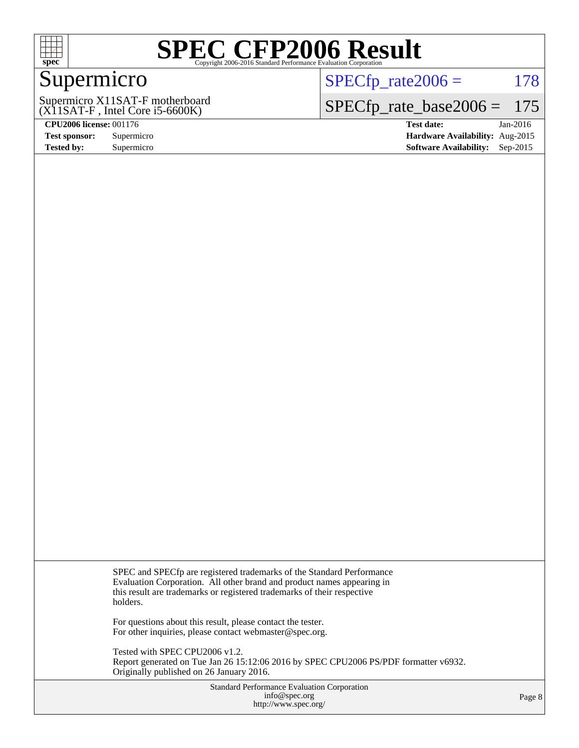SPEC and SPECfp are registered trademarks of the Standard Performance Evaluation Corporation. All other brand and product names appearing in this result are trademarks or registered trademarks of their respective holders.

For questions about this result, please contact the tester.
For other inquiries, please contact webmaster@spec.org.

Tested with SPEC CPU2006 v1.2.
Report generated on Tue Jan 26 15:12:06 2016 by SPEC CPU2006 PS/PDF formatter v6932.
Originally published on 26 January 2016.